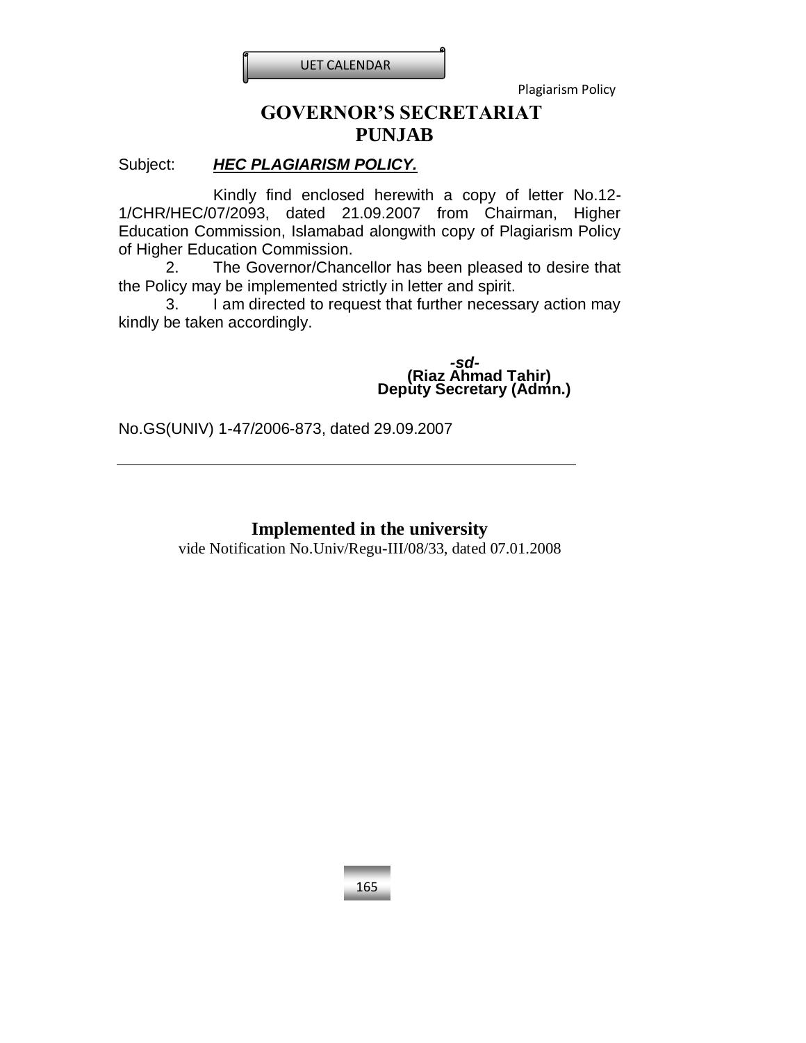# GOVERNOR'S SECRETARIAT
# PUNJAB

Subject: ***HEC PLAGIARISM POLICY.***

Kindly find enclosed herewith a copy of letter No.12-1/CHR/HEC/07/2093, dated 21.09.2007 from Chairman, Higher Education Commission, Islamabad alongwith copy of Plagiarism Policy of Higher Education Commission.

2. The Governor/Chancellor has been pleased to desire that the Policy may be implemented strictly in letter and spirit.

3. I am directed to request that further necessary action may kindly be taken accordingly.

***-sd-***
**(Riaz Ahmad Tahir)**
**Deputy Secretary (Admn.)**

No.GS(UNIV) 1-47/2006-873, dated 29.09.2007

---

**Implemented in the university**

vide Notification No.Univ/Regu-III/08/33, dated 07.01.2008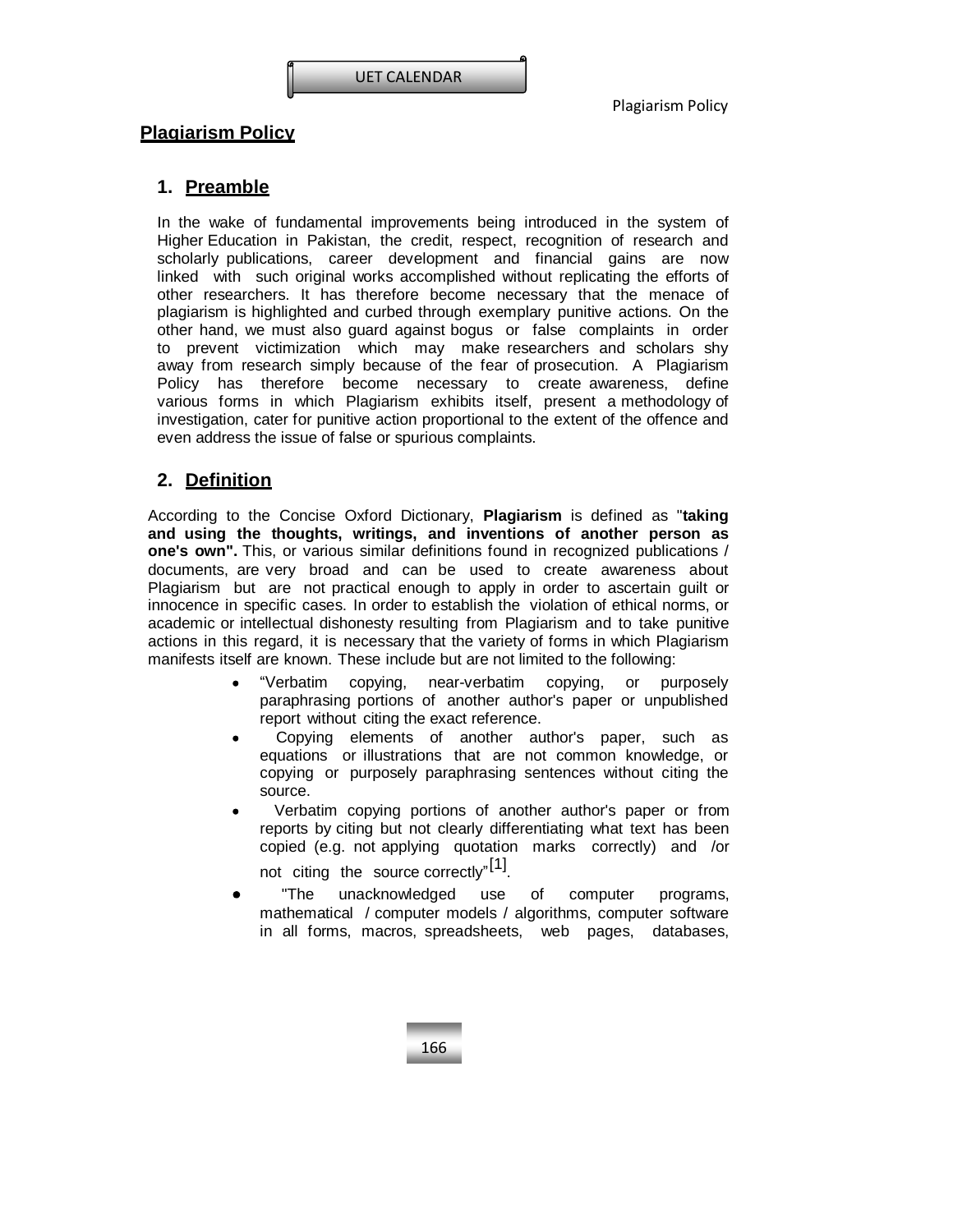## Plagiarism Policy

### 1. Preamble

In the wake of fundamental improvements being introduced in the system of Higher Education in Pakistan, the credit, respect, recognition of research and scholarly publications, career development and financial gains are now linked with such original works accomplished without replicating the efforts of other researchers. It has therefore become necessary that the menace of plagiarism is highlighted and curbed through exemplary punitive actions. On the other hand, we must also guard against bogus or false complaints in order to prevent victimization which may make researchers and scholars shy away from research simply because of the fear of prosecution. A Plagiarism Policy has therefore become necessary to create awareness, define various forms in which Plagiarism exhibits itself, present a methodology of investigation, cater for punitive action proportional to the extent of the offence and even address the issue of false or spurious complaints.

### 2. Definition

According to the Concise Oxford Dictionary, **Plagiarism** is defined as "**taking and using the thoughts, writings, and inventions of another person as one's own".** This, or various similar definitions found in recognized publications / documents, are very broad and can be used to create awareness about Plagiarism but are not practical enough to apply in order to ascertain guilt or innocence in specific cases. In order to establish the violation of ethical norms, or academic or intellectual dishonesty resulting from Plagiarism and to take punitive actions in this regard, it is necessary that the variety of forms in which Plagiarism manifests itself are known. These include but are not limited to the following:

- "Verbatim copying, near-verbatim copying, or purposely paraphrasing portions of another author's paper or unpublished report without citing the exact reference.
- Copying elements of another author's paper, such as equations or illustrations that are not common knowledge, or copying or purposely paraphrasing sentences without citing the source.
- Verbatim copying portions of another author's paper or from reports by citing but not clearly differentiating what text has been copied (e.g. not applying quotation marks correctly) and /or not citing the source correctly"[1].
- "The unacknowledged use of computer programs, mathematical / computer models / algorithms, computer software in all forms, macros, spreadsheets, web pages, databases,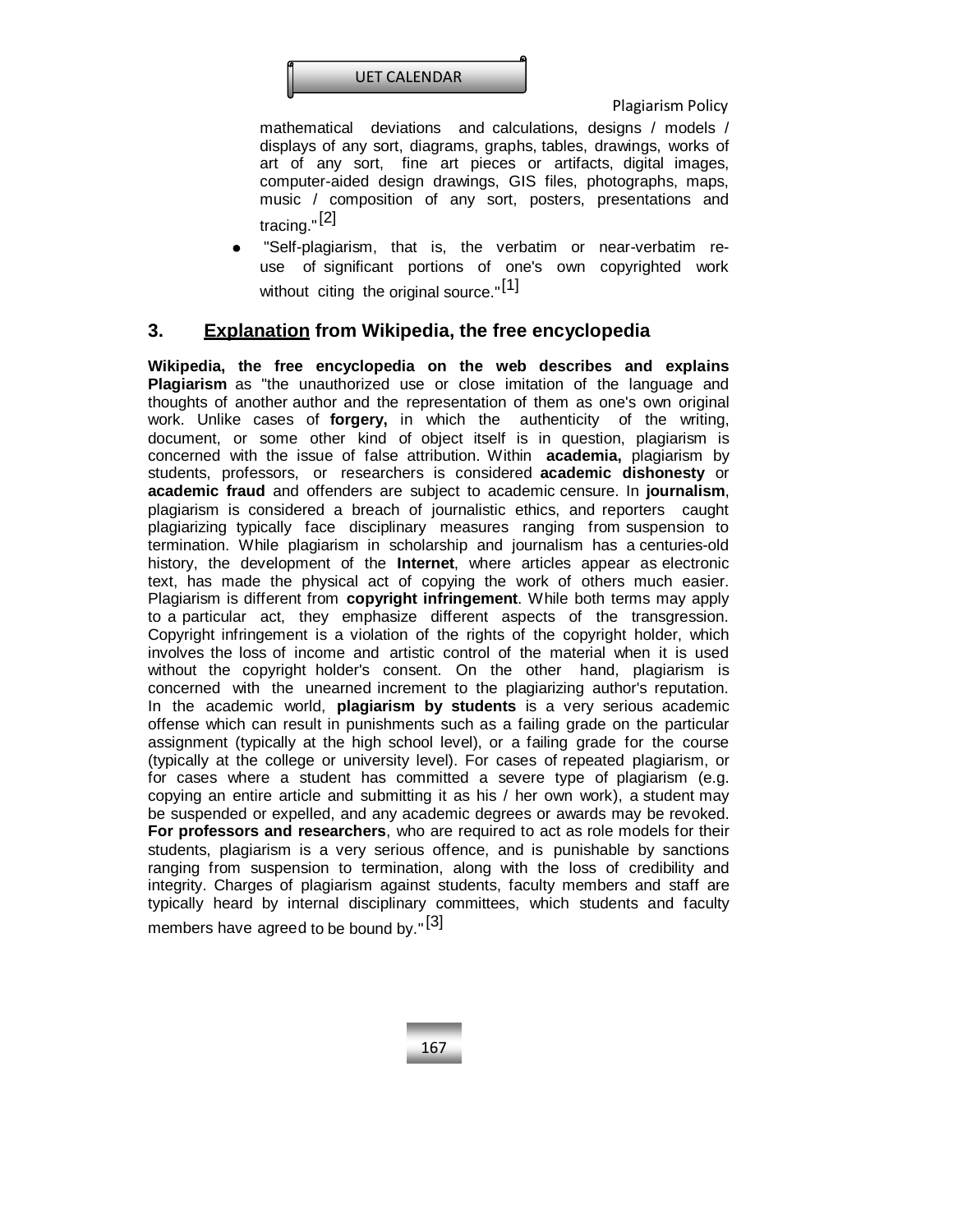mathematical deviations and calculations, designs / models / displays of any sort, diagrams, graphs, tables, drawings, works of art of any sort, fine art pieces or artifacts, digital images, computer-aided design drawings, GIS files, photographs, maps, music / composition of any sort, posters, presentations and tracing."[2]

- "Self-plagiarism, that is, the verbatim or near-verbatim re-use of significant portions of one's own copyrighted work without citing the original source."[1]

## 3. <u>Explanation</u> from Wikipedia, the free encyclopedia

**Wikipedia, the free encyclopedia on the web describes and explains Plagiarism** as "the unauthorized use or close imitation of the language and thoughts of another author and the representation of them as one's own original work. Unlike cases of **forgery,** in which the authenticity of the writing, document, or some other kind of object itself is in question, plagiarism is concerned with the issue of false attribution. Within **academia,** plagiarism by students, professors, or researchers is considered **academic dishonesty** or **academic fraud** and offenders are subject to academic censure. In **journalism**, plagiarism is considered a breach of journalistic ethics, and reporters caught plagiarizing typically face disciplinary measures ranging from suspension to termination. While plagiarism in scholarship and journalism has a centuries-old history, the development of the **Internet**, where articles appear as electronic text, has made the physical act of copying the work of others much easier. Plagiarism is different from **copyright infringement**. While both terms may apply to a particular act, they emphasize different aspects of the transgression. Copyright infringement is a violation of the rights of the copyright holder, which involves the loss of income and artistic control of the material when it is used without the copyright holder's consent. On the other hand, plagiarism is concerned with the unearned increment to the plagiarizing author's reputation. In the academic world, **plagiarism by students** is a very serious academic offense which can result in punishments such as a failing grade on the particular assignment (typically at the high school level), or a failing grade for the course (typically at the college or university level). For cases of repeated plagiarism, or for cases where a student has committed a severe type of plagiarism (e.g. copying an entire article and submitting it as his / her own work), a student may be suspended or expelled, and any academic degrees or awards may be revoked. **For professors and researchers**, who are required to act as role models for their students, plagiarism is a very serious offence, and is punishable by sanctions ranging from suspension to termination, along with the loss of credibility and integrity. Charges of plagiarism against students, faculty members and staff are typically heard by internal disciplinary committees, which students and faculty members have agreed to be bound by."[3]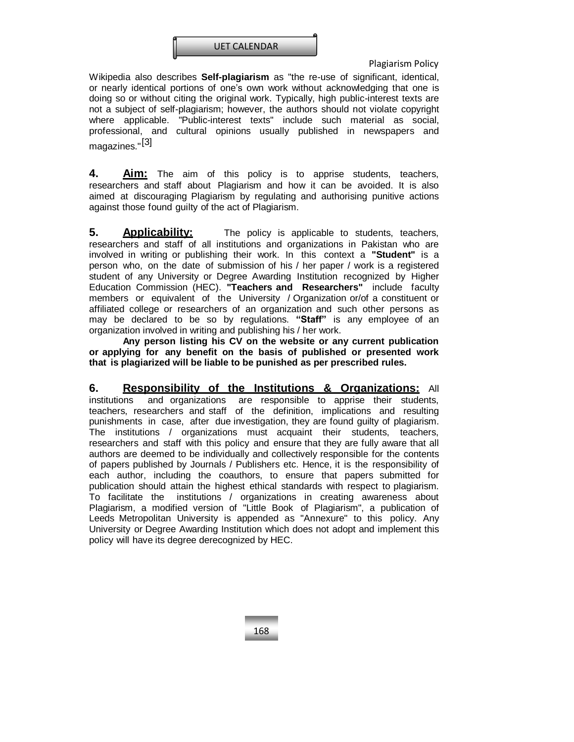Wikipedia also describes **Self-plagiarism** as "the re-use of significant, identical, or nearly identical portions of one's own work without acknowledging that one is doing so or without citing the original work. Typically, high public-interest texts are not a subject of self-plagiarism; however, the authors should not violate copyright where applicable. "Public-interest texts" include such material as social, professional, and cultural opinions usually published in newspapers and magazines."[3]

**4. Aim:** The aim of this policy is to apprise students, teachers, researchers and staff about Plagiarism and how it can be avoided. It is also aimed at discouraging Plagiarism by regulating and authorising punitive actions against those found guilty of the act of Plagiarism.

**5. Applicability:** The policy is applicable to students, teachers, researchers and staff of all institutions and organizations in Pakistan who are involved in writing or publishing their work. In this context a **"Student"** is a person who, on the date of submission of his / her paper / work is a registered student of any University or Degree Awarding Institution recognized by Higher Education Commission (HEC). **"Teachers and Researchers"** include faculty members or equivalent of the University / Organization or/of a constituent or affiliated college or researchers of an organization and such other persons as may be declared to be so by regulations. **"Staff"** is any employee of an organization involved in writing and publishing his / her work.

**Any person listing his CV on the website or any current publication or applying for any benefit on the basis of published or presented work that is plagiarized will be liable to be punished as per prescribed rules.**

**6. Responsibility of the Institutions & Organizations:** All institutions and organizations are responsible to apprise their students, teachers, researchers and staff of the definition, implications and resulting punishments in case, after due investigation, they are found guilty of plagiarism. The institutions / organizations must acquaint their students, teachers, researchers and staff with this policy and ensure that they are fully aware that all authors are deemed to be individually and collectively responsible for the contents of papers published by Journals / Publishers etc. Hence, it is the responsibility of each author, including the coauthors, to ensure that papers submitted for publication should attain the highest ethical standards with respect to plagiarism. To facilitate the institutions / organizations in creating awareness about Plagiarism, a modified version of "Little Book of Plagiarism", a publication of Leeds Metropolitan University is appended as "Annexure" to this policy. Any University or Degree Awarding Institution which does not adopt and implement this policy will have its degree derecognized by HEC.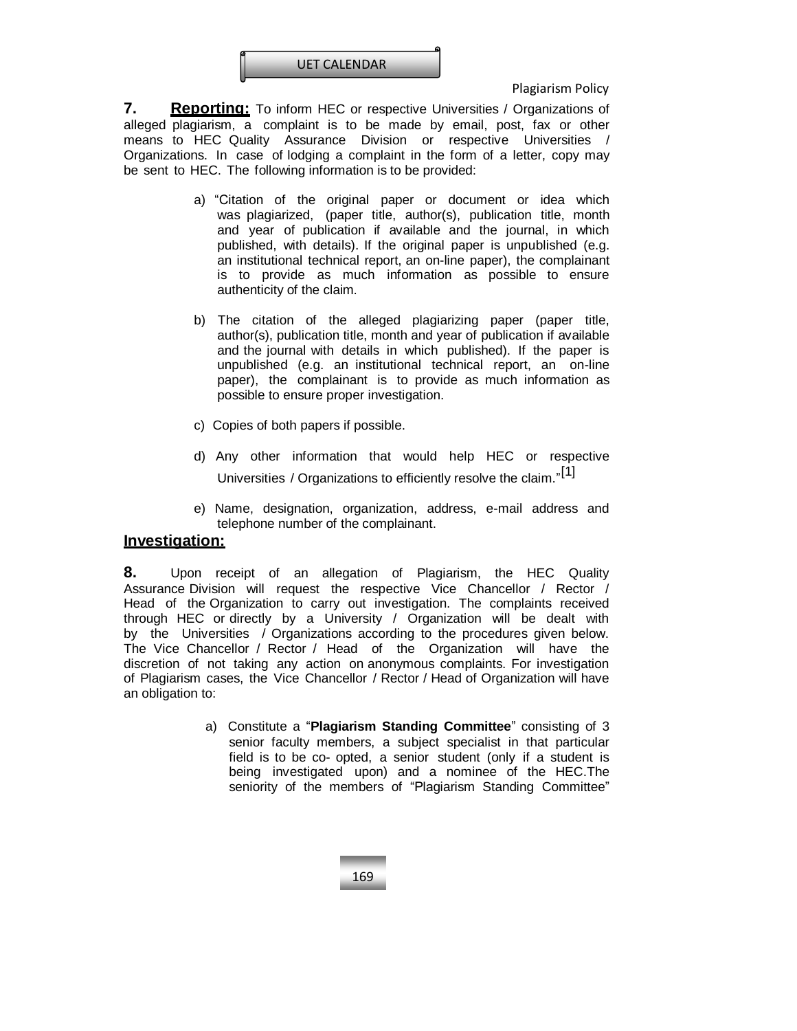**7. Reporting:** To inform HEC or respective Universities / Organizations of alleged plagiarism, a complaint is to be made by email, post, fax or other means to HEC Quality Assurance Division or respective Universities / Organizations. In case of lodging a complaint in the form of a letter, copy may be sent to HEC. The following information is to be provided:

a) "Citation of the original paper or document or idea which was plagiarized, (paper title, author(s), publication title, month and year of publication if available and the journal, in which published, with details). If the original paper is unpublished (e.g. an institutional technical report, an on-line paper), the complainant is to provide as much information as possible to ensure authenticity of the claim.

b) The citation of the alleged plagiarizing paper (paper title, author(s), publication title, month and year of publication if available and the journal with details in which published). If the paper is unpublished (e.g. an institutional technical report, an on-line paper), the complainant is to provide as much information as possible to ensure proper investigation.

c) Copies of both papers if possible.

d) Any other information that would help HEC or respective Universities / Organizations to efficiently resolve the claim."[1]

e) Name, designation, organization, address, e-mail address and telephone number of the complainant.

## Investigation:

**8.** Upon receipt of an allegation of Plagiarism, the HEC Quality Assurance Division will request the respective Vice Chancellor / Rector / Head of the Organization to carry out investigation. The complaints received through HEC or directly by a University / Organization will be dealt with by the Universities / Organizations according to the procedures given below. The Vice Chancellor / Rector / Head of the Organization will have the discretion of not taking any action on anonymous complaints. For investigation of Plagiarism cases, the Vice Chancellor / Rector / Head of Organization will have an obligation to:

a) Constitute a "**Plagiarism Standing Committee**" consisting of 3 senior faculty members, a subject specialist in that particular field is to be co- opted, a senior student (only if a student is being investigated upon) and a nominee of the HEC.The seniority of the members of "Plagiarism Standing Committee"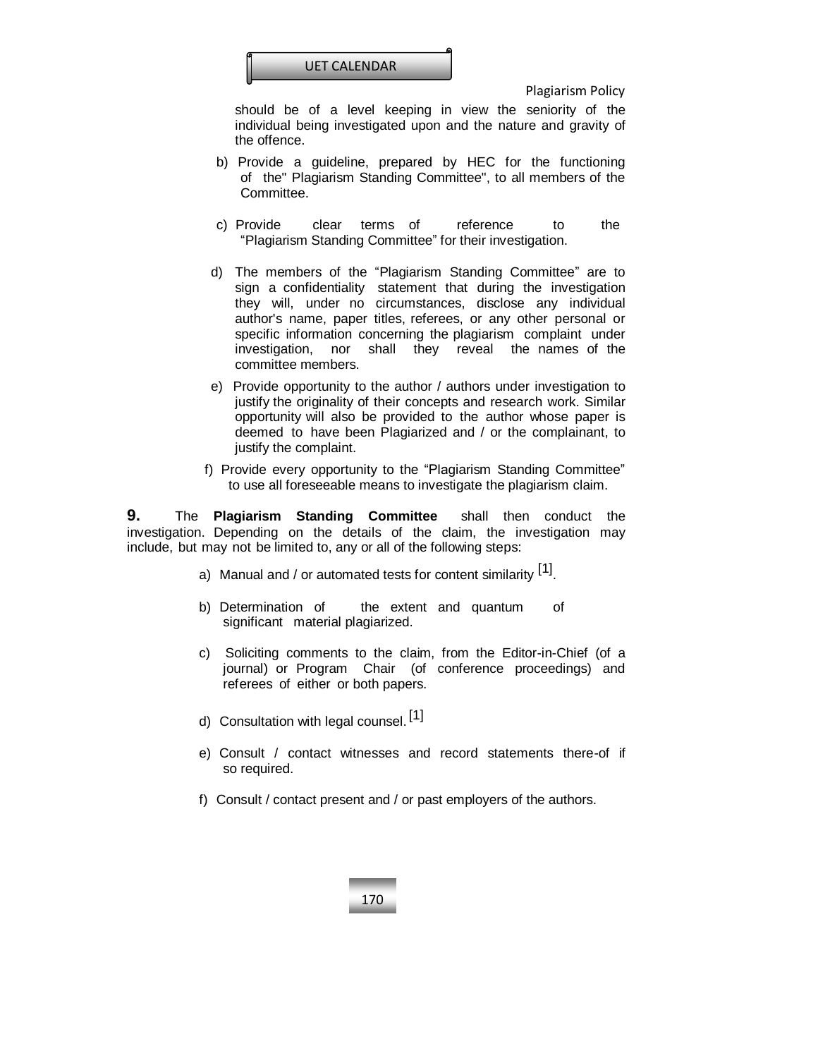should be of a level keeping in view the seniority of the individual being investigated upon and the nature and gravity of the offence.

b) Provide a guideline, prepared by HEC for the functioning of the" Plagiarism Standing Committee", to all members of the Committee.

c) Provide clear terms of reference to the “Plagiarism Standing Committee” for their investigation.

d) The members of the “Plagiarism Standing Committee” are to sign a confidentiality statement that during the investigation they will, under no circumstances, disclose any individual author's name, paper titles, referees, or any other personal or specific information concerning the plagiarism complaint under investigation, nor shall they reveal the names of the committee members.

e) Provide opportunity to the author / authors under investigation to justify the originality of their concepts and research work. Similar opportunity will also be provided to the author whose paper is deemed to have been Plagiarized and / or the complainant, to justify the complaint.

f) Provide every opportunity to the “Plagiarism Standing Committee” to use all foreseeable means to investigate the plagiarism claim.

**9.** The **Plagiarism Standing Committee** shall then conduct the investigation. Depending on the details of the claim, the investigation may include, but may not be limited to, any or all of the following steps:

a) Manual and / or automated tests for content similarity [1].

b) Determination of the extent and quantum of significant material plagiarized.

c) Soliciting comments to the claim, from the Editor-in-Chief (of a journal) or Program Chair (of conference proceedings) and referees of either or both papers.

d) Consultation with legal counsel. [1]

e) Consult / contact witnesses and record statements there-of if so required.

f) Consult / contact present and / or past employers of the authors.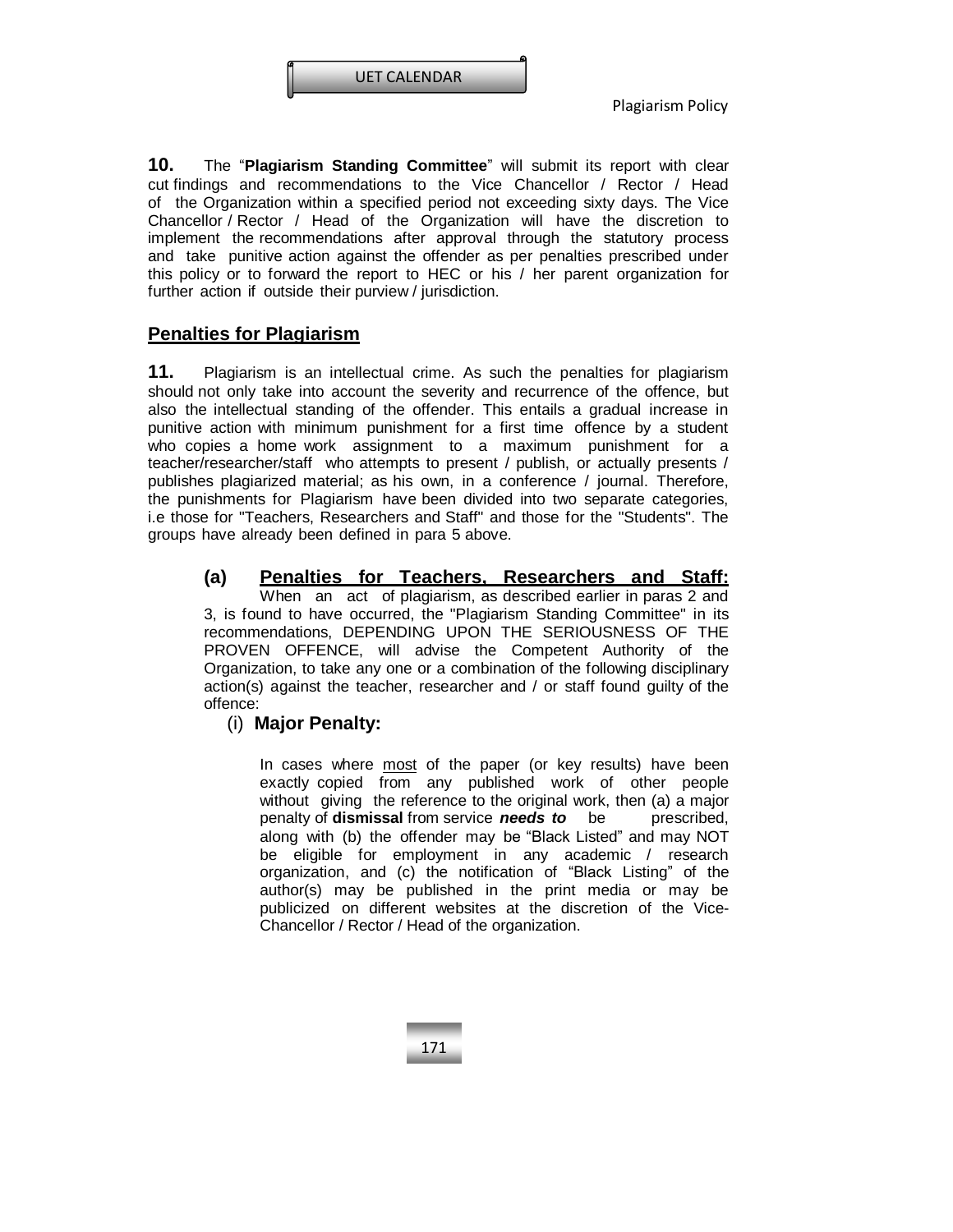**10.** The "**Plagiarism Standing Committee**" will submit its report with clear cut findings and recommendations to the Vice Chancellor / Rector / Head of the Organization within a specified period not exceeding sixty days. The Vice Chancellor / Rector / Head of the Organization will have the discretion to implement the recommendations after approval through the statutory process and take punitive action against the offender as per penalties prescribed under this policy or to forward the report to HEC or his / her parent organization for further action if outside their purview / jurisdiction.

## Penalties for Plagiarism

**11.** Plagiarism is an intellectual crime. As such the penalties for plagiarism should not only take into account the severity and recurrence of the offence, but also the intellectual standing of the offender. This entails a gradual increase in punitive action with minimum punishment for a first time offence by a student who copies a home work assignment to a maximum punishment for a teacher/researcher/staff who attempts to present / publish, or actually presents / publishes plagiarized material; as his own, in a conference / journal. Therefore, the punishments for Plagiarism have been divided into two separate categories, i.e those for "Teachers, Researchers and Staff" and those for the "Students". The groups have already been defined in para 5 above.

### (a) Penalties for Teachers, Researchers and Staff:

When an act of plagiarism, as described earlier in paras 2 and 3, is found to have occurred, the "Plagiarism Standing Committee" in its recommendations, DEPENDING UPON THE SERIOUSNESS OF THE PROVEN OFFENCE, will advise the Competent Authority of the Organization, to take any one or a combination of the following disciplinary action(s) against the teacher, researcher and / or staff found guilty of the offence:

#### (i) Major Penalty:

In cases where most of the paper (or key results) have been exactly copied from any published work of other people without giving the reference to the original work, then (a) a major penalty of **dismissal** from service ***needs to*** be prescribed, along with (b) the offender may be "Black Listed" and may NOT be eligible for employment in any academic / research organization, and (c) the notification of "Black Listing" of the author(s) may be published in the print media or may be publicized on different websites at the discretion of the Vice-Chancellor / Rector / Head of the organization.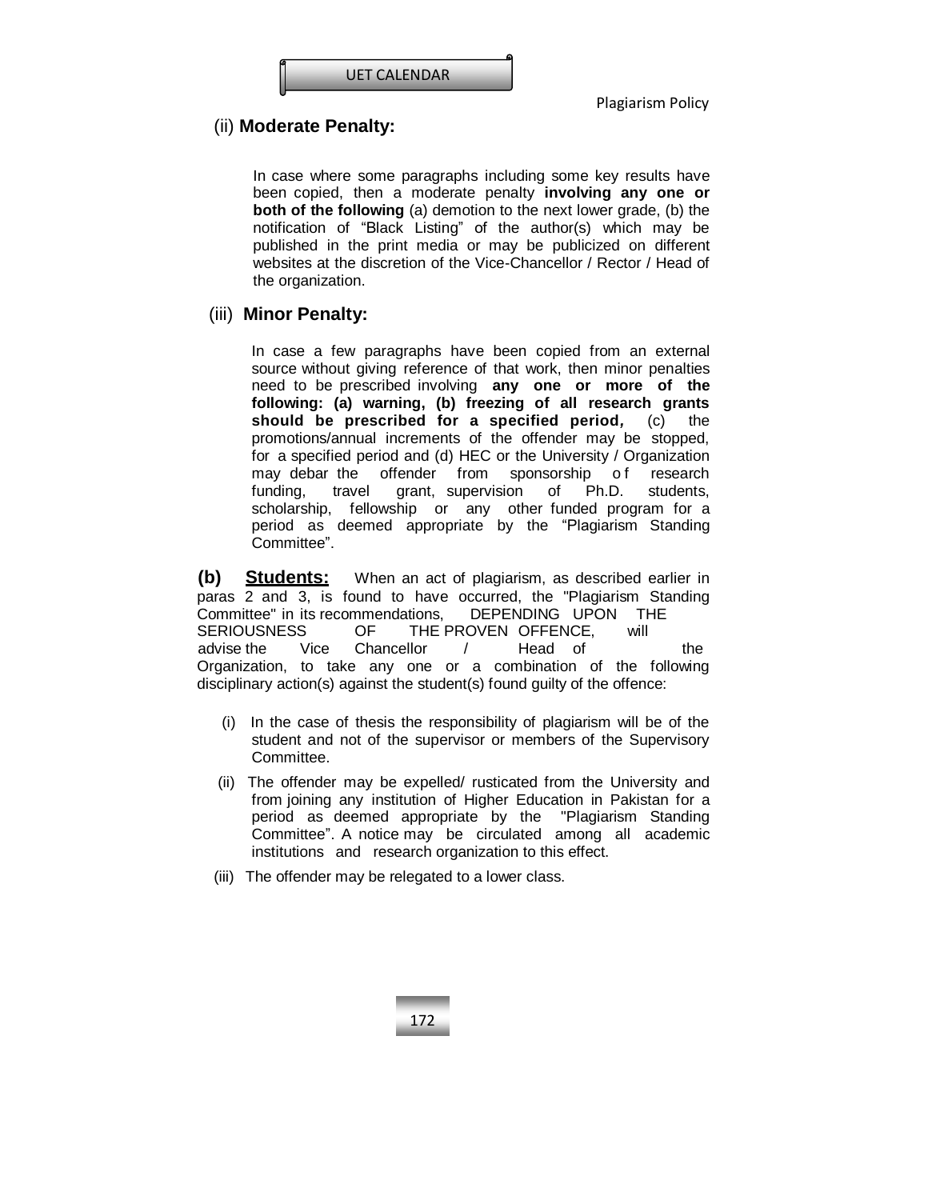(ii) **Moderate Penalty:**

In case where some paragraphs including some key results have been copied, then a moderate penalty **involving any one or both of the following** (a) demotion to the next lower grade, (b) the notification of "Black Listing" of the author(s) which may be published in the print media or may be publicized on different websites at the discretion of the Vice-Chancellor / Rector / Head of the organization.

(iii) **Minor Penalty:**

In case a few paragraphs have been copied from an external source without giving reference of that work, then minor penalties need to be prescribed involving **any one or more of the following: (a) warning, (b) freezing of all research grants should be prescribed for a specified period,** (c) the promotions/annual increments of the offender may be stopped, for a specified period and (d) HEC or the University / Organization may debar the offender from sponsorship of research funding, travel grant, supervision of Ph.D. students, scholarship, fellowship or any other funded program for a period as deemed appropriate by the "Plagiarism Standing Committee".

**(b) Students:** When an act of plagiarism, as described earlier in paras 2 and 3, is found to have occurred, the "Plagiarism Standing Committee" in its recommendations, DEPENDING UPON THE SERIOUSNESS OF THE PROVEN OFFENCE, will advise the Vice Chancellor / Head of the Organization, to take any one or a combination of the following disciplinary action(s) against the student(s) found guilty of the offence:

(i) In the case of thesis the responsibility of plagiarism will be of the student and not of the supervisor or members of the Supervisory Committee.

(ii) The offender may be expelled/ rusticated from the University and from joining any institution of Higher Education in Pakistan for a period as deemed appropriate by the "Plagiarism Standing Committee". A notice may be circulated among all academic institutions and research organization to this effect.

(iii) The offender may be relegated to a lower class.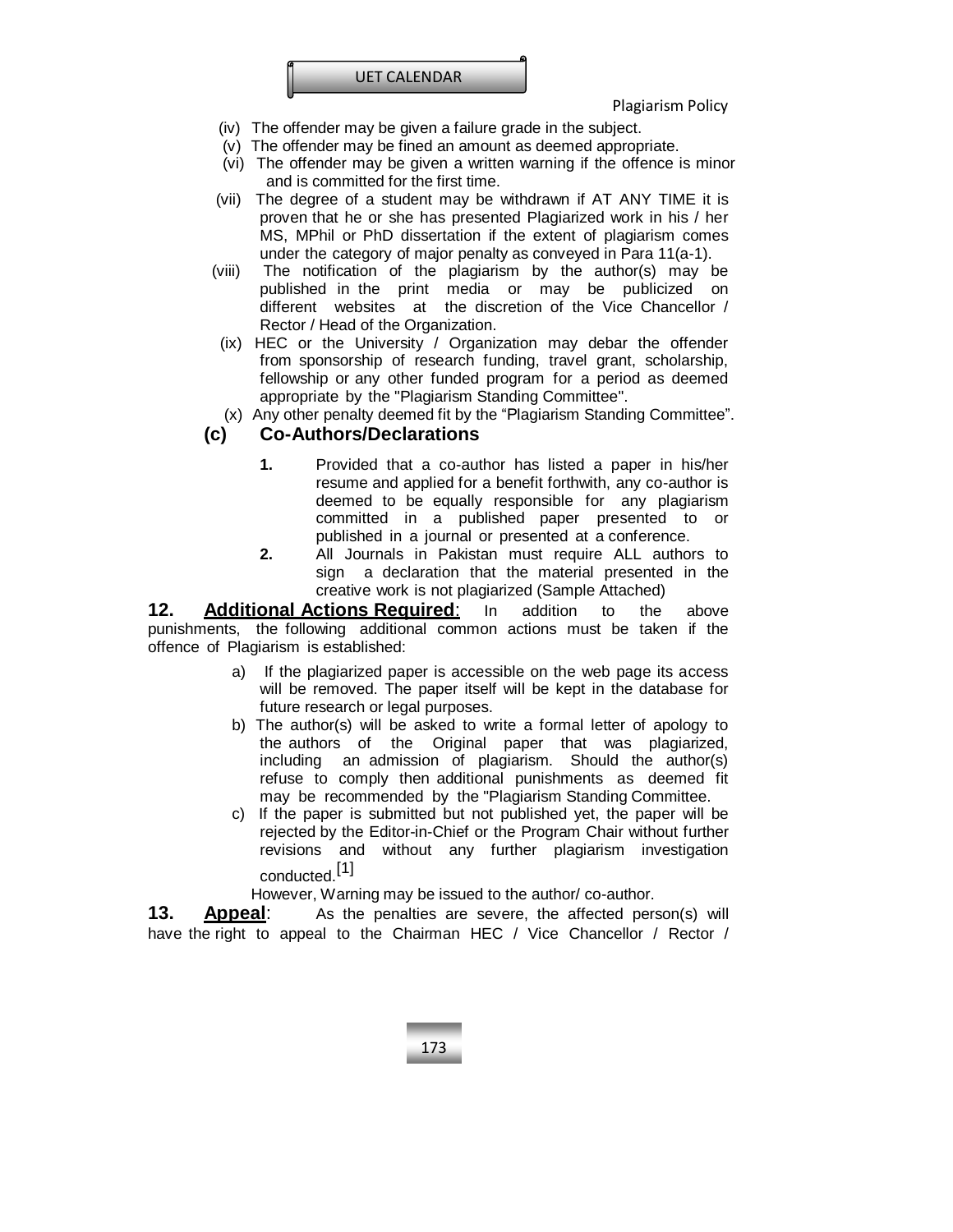(iv) The offender may be given a failure grade in the subject.

(v) The offender may be fined an amount as deemed appropriate.

(vi) The offender may be given a written warning if the offence is minor and is committed for the first time.

(vii) The degree of a student may be withdrawn if AT ANY TIME it is proven that he or she has presented Plagiarized work in his / her MS, MPhil or PhD dissertation if the extent of plagiarism comes under the category of major penalty as conveyed in Para 11(a-1).

(viii) The notification of the plagiarism by the author(s) may be published in the print media or may be publicized on different websites at the discretion of the Vice Chancellor / Rector / Head of the Organization.

(ix) HEC or the University / Organization may debar the offender from sponsorship of research funding, travel grant, scholarship, fellowship or any other funded program for a period as deemed appropriate by the "Plagiarism Standing Committee".

(x) Any other penalty deemed fit by the "Plagiarism Standing Committee".

### (c) Co-Authors/Declarations

**1.** Provided that a co-author has listed a paper in his/her resume and applied for a benefit forthwith, any co-author is deemed to be equally responsible for any plagiarism committed in a published paper presented to or published in a journal or presented at a conference.

**2.** All Journals in Pakistan must require ALL authors to sign a declaration that the material presented in the creative work is not plagiarized (Sample Attached)

**12. Additional Actions Required**: In addition to the above punishments, the following additional common actions must be taken if the offence of Plagiarism is established:

a) If the plagiarized paper is accessible on the web page its access will be removed. The paper itself will be kept in the database for future research or legal purposes.

b) The author(s) will be asked to write a formal letter of apology to the authors of the Original paper that was plagiarized, including an admission of plagiarism. Should the author(s) refuse to comply then additional punishments as deemed fit may be recommended by the "Plagiarism Standing Committee.

c) If the paper is submitted but not published yet, the paper will be rejected by the Editor-in-Chief or the Program Chair without further revisions and without any further plagiarism investigation conducted.[1]

However, Warning may be issued to the author/ co-author.

**13. Appeal**: As the penalties are severe, the affected person(s) will have the right to appeal to the Chairman HEC / Vice Chancellor / Rector /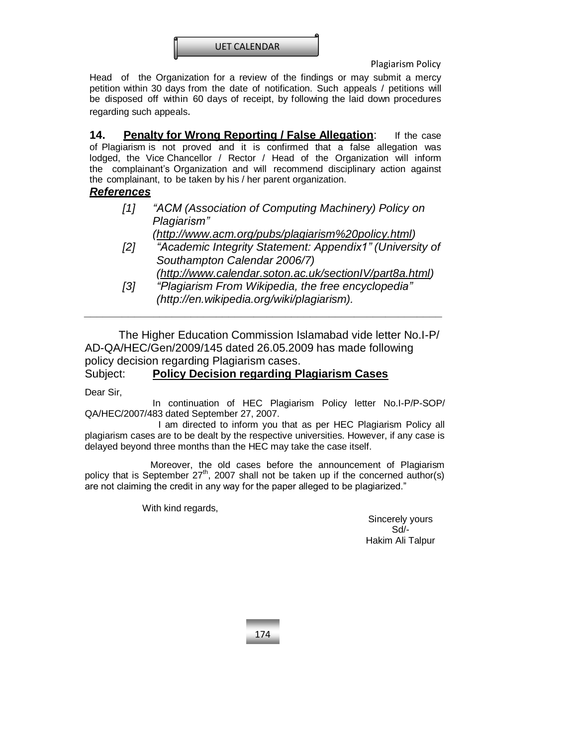Head of the Organization for a review of the findings or may submit a mercy petition within 30 days from the date of notification. Such appeals / petitions will be disposed off within 60 days of receipt, by following the laid down procedures regarding such appeals.

**14. Penalty for Wrong Reporting / False Allegation**: If the case of Plagiarism is not proved and it is confirmed that a false allegation was lodged, the Vice Chancellor / Rector / Head of the Organization will inform the complainant's Organization and will recommend disciplinary action against the complainant, to be taken by his / her parent organization.

***References***

*[1] "ACM (Association of Computing Machinery) Policy on Plagiarism" (http://www.acm.org/pubs/plagiarism%20policy.html)*

*[2] "Academic Integrity Statement: Appendix1" (University of Southampton Calendar 2006/7) (http://www.calendar.soton.ac.uk/sectionIV/part8a.html)*

*[3] "Plagiarism From Wikipedia, the free encyclopedia" (http://en.wikipedia.org/wiki/plagiarism).*

---

The Higher Education Commission Islamabad vide letter No.I-P/ AD-QA/HEC/Gen/2009/145 dated 26.05.2009 has made following policy decision regarding Plagiarism cases.

Subject: **Policy Decision regarding Plagiarism Cases**

Dear Sir,

In continuation of HEC Plagiarism Policy letter No.I-P/P-SOP/ QA/HEC/2007/483 dated September 27, 2007.

I am directed to inform you that as per HEC Plagiarism Policy all plagiarism cases are to be dealt by the respective universities. However, if any case is delayed beyond three months than the HEC may take the case itself.

Moreover, the old cases before the announcement of Plagiarism policy that is September 27th, 2007 shall not be taken up if the concerned author(s) are not claiming the credit in any way for the paper alleged to be plagiarized."

With kind regards,

Sincerely yours
Sd/-
Hakim Ali Talpur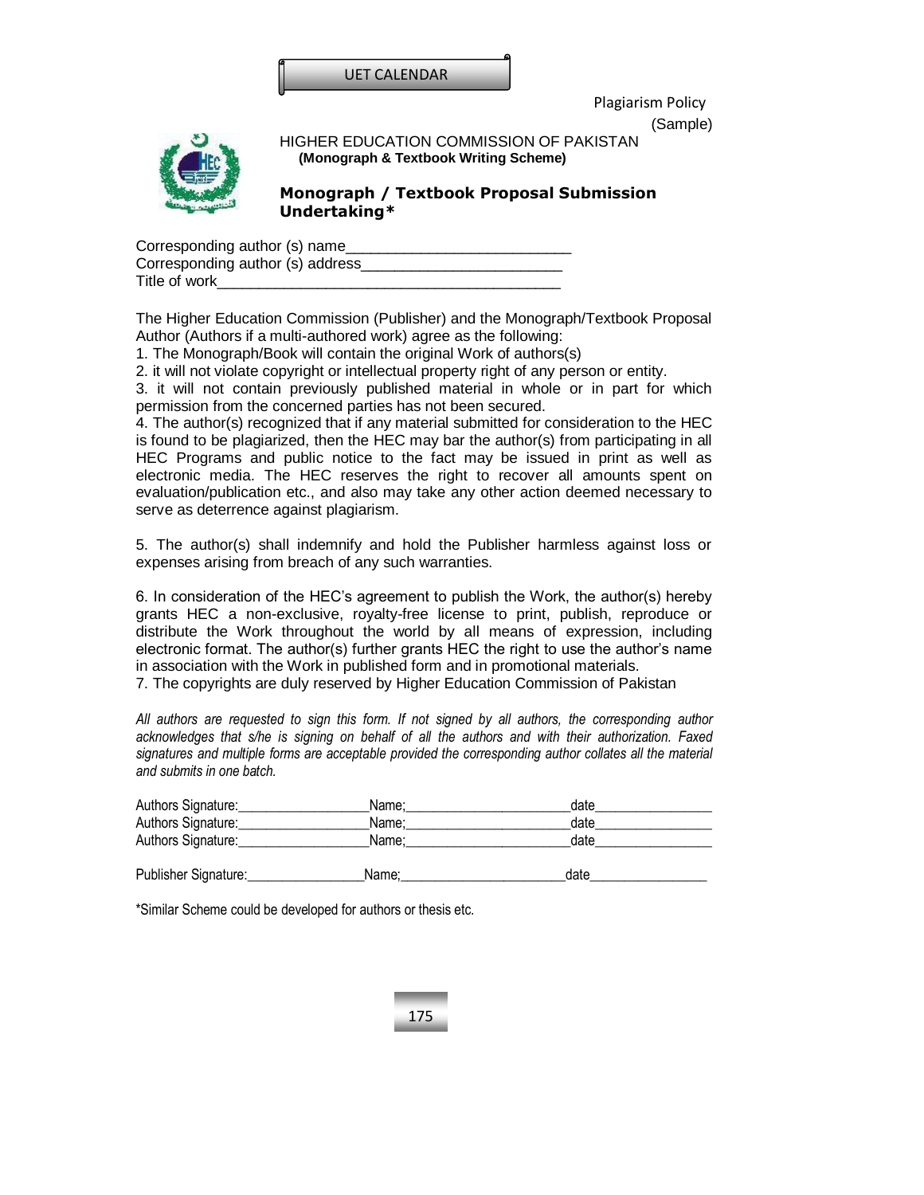Plagiarism Policy
(Sample)

HIGHER EDUCATION COMMISSION OF PAKISTAN
**(Monograph & Textbook Writing Scheme)**

## Monograph / Textbook Proposal Submission Undertaking*

Corresponding author (s) name___________________________
Corresponding author (s) address________________________
Title of work_________________________________________

The Higher Education Commission (Publisher) and the Monograph/Textbook Proposal Author (Authors if a multi-authored work) agree as the following:

1. The Monograph/Book will contain the original Work of authors(s)
2. it will not violate copyright or intellectual property right of any person or entity.
3. it will not contain previously published material in whole or in part for which permission from the concerned parties has not been secured.
4. The author(s) recognized that if any material submitted for consideration to the HEC is found to be plagiarized, then the HEC may bar the author(s) from participating in all HEC Programs and public notice to the fact may be issued in print as well as electronic media. The HEC reserves the right to recover all amounts spent on evaluation/publication etc., and also may take any other action deemed necessary to serve as deterrence against plagiarism.

5. The author(s) shall indemnify and hold the Publisher harmless against loss or expenses arising from breach of any such warranties.

6. In consideration of the HEC's agreement to publish the Work, the author(s) hereby grants HEC a non-exclusive, royalty-free license to print, publish, reproduce or distribute the Work throughout the world by all means of expression, including electronic format. The author(s) further grants HEC the right to use the author's name in association with the Work in published form and in promotional materials.
7. The copyrights are duly reserved by Higher Education Commission of Pakistan

*All authors are requested to sign this form. If not signed by all authors, the corresponding author acknowledges that s/he is signing on behalf of all the authors and with their authorization. Faxed signatures and multiple forms are acceptable provided the corresponding author collates all the material and submits in one batch.*

Authors Signature:_________________Name;______________________date________________
Authors Signature:_________________Name;______________________date________________
Authors Signature:_________________Name;______________________date________________

Publisher Signature:________________Name;______________________date________________

*Similar Scheme could be developed for authors or thesis etc.